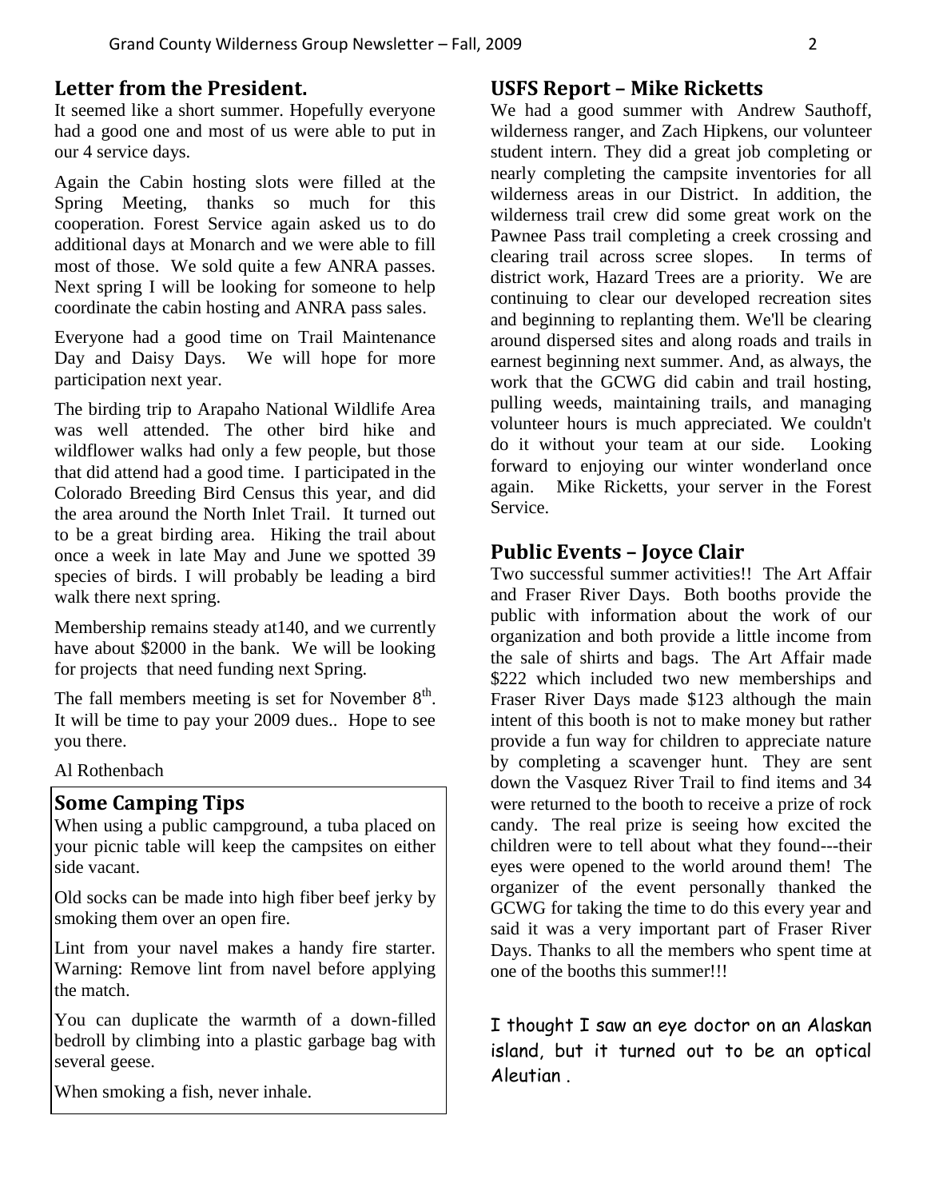## Letter from the President.

It seemed like a short summer. Hopefully everyone had a good one and most of us were able to put in our 4 service days.

Again the Cabin hosting slots were filled at the Spring Meeting, thanks so much for this cooperation. Forest Service again asked us to do additional days at Monarch and we were able to fill most of those. We sold quite a few ANRA passes. Next spring I will be looking for someone to help coordinate the cabin hosting and ANRA pass sales.

Everyone had a good time on Trail Maintenance Day and Daisy Days. We will hope for more participation next year.

The birding trip to Arapaho National Wildlife Area was well attended. The other bird hike and wildflower walks had only a few people, but those that did attend had a good time. I participated in the Colorado Breeding Bird Census this year, and did the area around the North Inlet Trail. It turned out to be a great birding area. Hiking the trail about once a week in late May and June we spotted 39 species of birds. I will probably be leading a bird walk there next spring.

Membership remains steady at140, and we currently have about $2000 in the bank. We will be looking for projects that need funding next Spring.

The fall members meeting is set for November 8th. It will be time to pay your 2009 dues.. Hope to see you there.

Al Rothenbach

## Some Camping Tips

When using a public campground, a tuba placed on your picnic table will keep the campsites on either side vacant.

Old socks can be made into high fiber beef jerky by smoking them over an open fire.

Lint from your navel makes a handy fire starter. Warning: Remove lint from navel before applying the match.

You can duplicate the warmth of a down-filled bedroll by climbing into a plastic garbage bag with several geese.

When smoking a fish, never inhale.

## USFS Report – Mike Ricketts

We had a good summer with Andrew Sauthoff, wilderness ranger, and Zach Hipkens, our volunteer student intern. They did a great job completing or nearly completing the campsite inventories for all wilderness areas in our District. In addition, the wilderness trail crew did some great work on the Pawnee Pass trail completing a creek crossing and clearing trail across scree slopes. In terms of district work, Hazard Trees are a priority. We are continuing to clear our developed recreation sites and beginning to replanting them. We'll be clearing around dispersed sites and along roads and trails in earnest beginning next summer. And, as always, the work that the GCWG did cabin and trail hosting, pulling weeds, maintaining trails, and managing volunteer hours is much appreciated. We couldn't do it without your team at our side. Looking forward to enjoying our winter wonderland once again. Mike Ricketts, your server in the Forest Service.

## Public Events – Joyce Clair

Two successful summer activities!! The Art Affair and Fraser River Days. Both booths provide the public with information about the work of our organization and both provide a little income from the sale of shirts and bags. The Art Affair made $222 which included two new memberships and Fraser River Days made $123 although the main intent of this booth is not to make money but rather provide a fun way for children to appreciate nature by completing a scavenger hunt. They are sent down the Vasquez River Trail to find items and 34 were returned to the booth to receive a prize of rock candy. The real prize is seeing how excited the children were to tell about what they found---their eyes were opened to the world around them! The organizer of the event personally thanked the GCWG for taking the time to do this every year and said it was a very important part of Fraser River Days. Thanks to all the members who spent time at one of the booths this summer!!!

I thought I saw an eye doctor on an Alaskan island, but it turned out to be an optical Aleutian .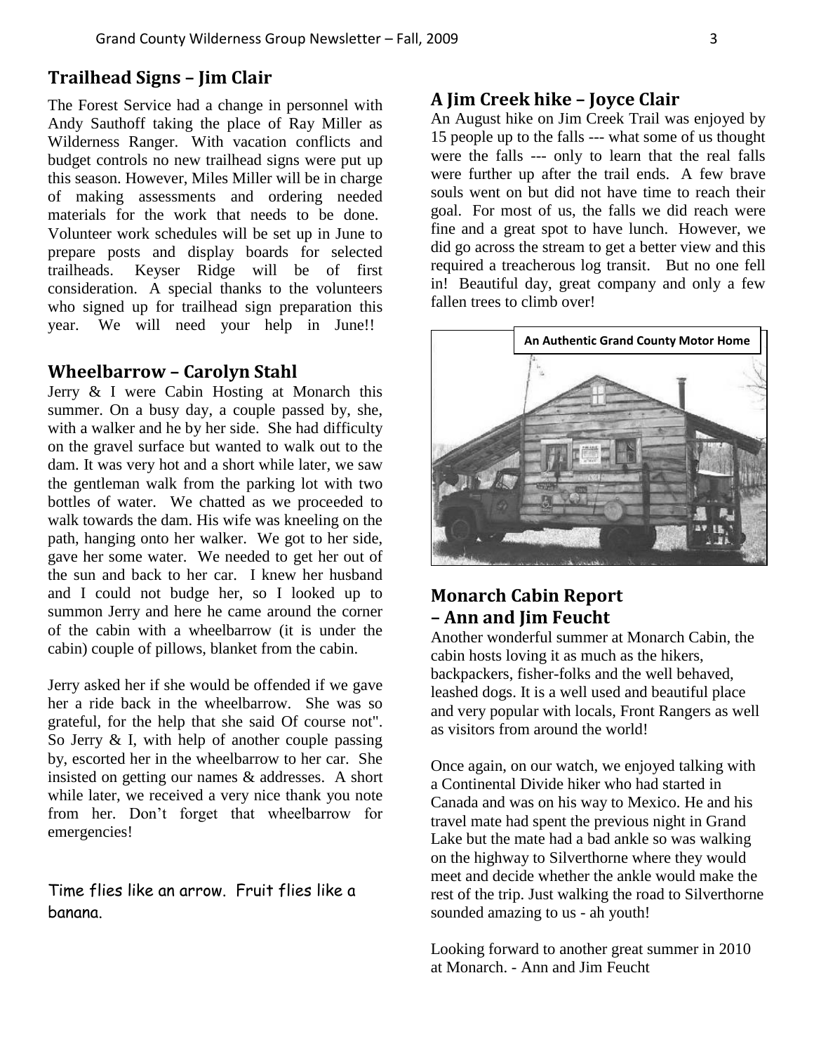## Trailhead Signs – Jim Clair

The Forest Service had a change in personnel with Andy Sauthoff taking the place of Ray Miller as Wilderness Ranger. With vacation conflicts and budget controls no new trailhead signs were put up this season. However, Miles Miller will be in charge of making assessments and ordering needed materials for the work that needs to be done. Volunteer work schedules will be set up in June to prepare posts and display boards for selected trailheads. Keyser Ridge will be of first consideration. A special thanks to the volunteers who signed up for trailhead sign preparation this year. We will need your help in June!!

## Wheelbarrow – Carolyn Stahl

Jerry & I were Cabin Hosting at Monarch this summer. On a busy day, a couple passed by, she, with a walker and he by her side. She had difficulty on the gravel surface but wanted to walk out to the dam. It was very hot and a short while later, we saw the gentleman walk from the parking lot with two bottles of water. We chatted as we proceeded to walk towards the dam. His wife was kneeling on the path, hanging onto her walker. We got to her side, gave her some water. We needed to get her out of the sun and back to her car. I knew her husband and I could not budge her, so I looked up to summon Jerry and here he came around the corner of the cabin with a wheelbarrow (it is under the cabin) couple of pillows, blanket from the cabin.

Jerry asked her if she would be offended if we gave her a ride back in the wheelbarrow. She was so grateful, for the help that she said Of course not". So Jerry & I, with help of another couple passing by, escorted her in the wheelbarrow to her car. She insisted on getting our names & addresses. A short while later, we received a very nice thank you note from her. Don't forget that wheelbarrow for emergencies!

Time flies like an arrow. Fruit flies like a banana.

## A Jim Creek hike – Joyce Clair

An August hike on Jim Creek Trail was enjoyed by 15 people up to the falls --- what some of us thought were the falls --- only to learn that the real falls were further up after the trail ends. A few brave souls went on but did not have time to reach their goal. For most of us, the falls we did reach were fine and a great spot to have lunch. However, we did go across the stream to get a better view and this required a treacherous log transit. But no one fell in! Beautiful day, great company and only a few fallen trees to climb over!

An Authentic Grand County Motor Home

## Monarch Cabin Report – Ann and Jim Feucht

Another wonderful summer at Monarch Cabin, the cabin hosts loving it as much as the hikers, backpackers, fisher-folks and the well behaved, leashed dogs. It is a well used and beautiful place and very popular with locals, Front Rangers as well as visitors from around the world!

Once again, on our watch, we enjoyed talking with a Continental Divide hiker who had started in Canada and was on his way to Mexico. He and his travel mate had spent the previous night in Grand Lake but the mate had a bad ankle so was walking on the highway to Silverthorne where they would meet and decide whether the ankle would make the rest of the trip. Just walking the road to Silverthorne sounded amazing to us - ah youth!

Looking forward to another great summer in 2010 at Monarch. - Ann and Jim Feucht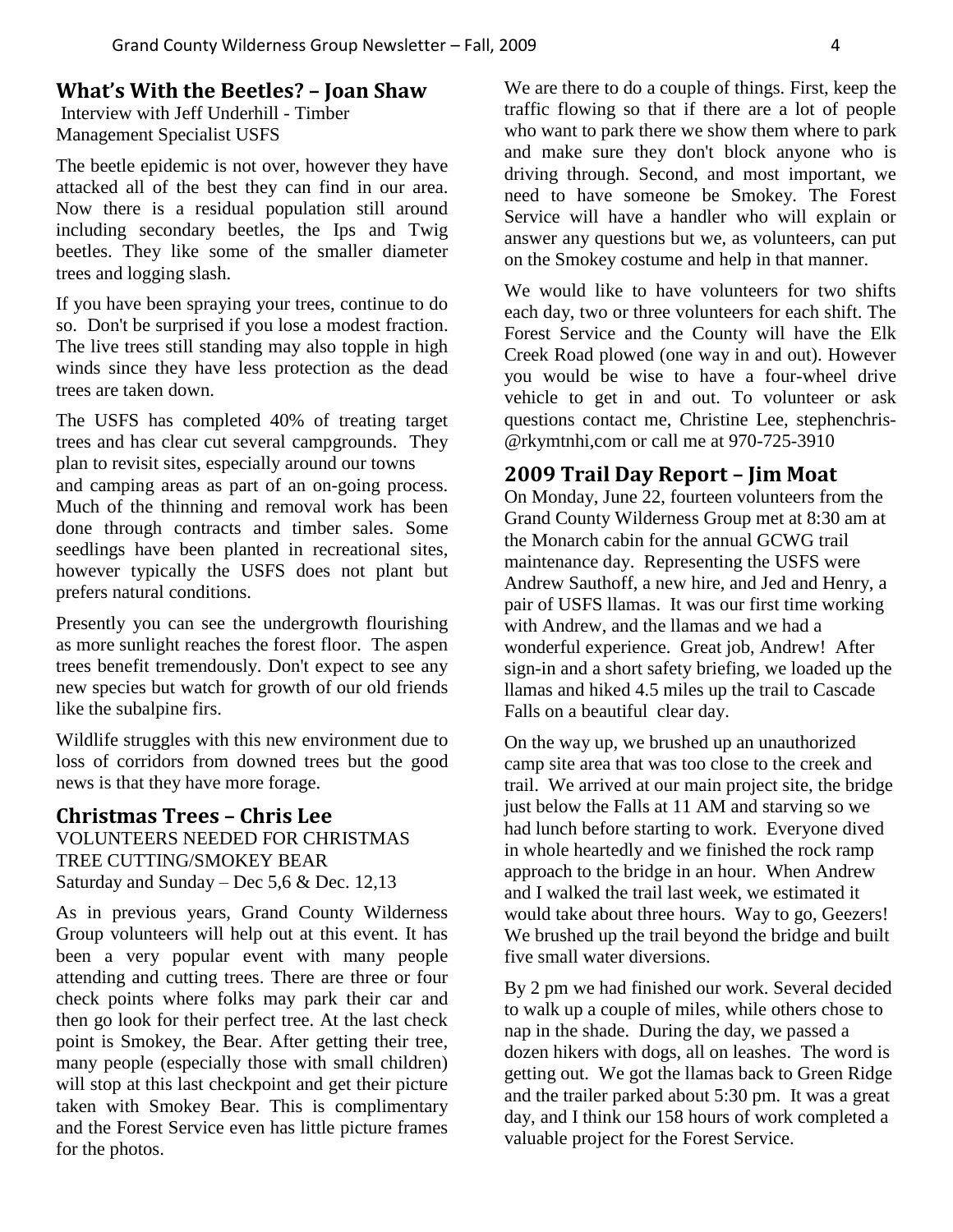## What's With the Beetles? – Joan Shaw

Interview with Jeff Underhill - Timber Management Specialist USFS

The beetle epidemic is not over, however they have attacked all of the best they can find in our area. Now there is a residual population still around including secondary beetles, the Ips and Twig beetles. They like some of the smaller diameter trees and logging slash.

If you have been spraying your trees, continue to do so. Don't be surprised if you lose a modest fraction. The live trees still standing may also topple in high winds since they have less protection as the dead trees are taken down.

The USFS has completed 40% of treating target trees and has clear cut several campgrounds. They plan to revisit sites, especially around our towns and camping areas as part of an on-going process. Much of the thinning and removal work has been done through contracts and timber sales. Some seedlings have been planted in recreational sites, however typically the USFS does not plant but prefers natural conditions.

Presently you can see the undergrowth flourishing as more sunlight reaches the forest floor. The aspen trees benefit tremendously. Don't expect to see any new species but watch for growth of our old friends like the subalpine firs.

Wildlife struggles with this new environment due to loss of corridors from downed trees but the good news is that they have more forage.

## Christmas Trees – Chris Lee

VOLUNTEERS NEEDED FOR CHRISTMAS TREE CUTTING/SMOKEY BEAR
Saturday and Sunday – Dec 5,6 & Dec. 12,13

As in previous years, Grand County Wilderness Group volunteers will help out at this event. It has been a very popular event with many people attending and cutting trees. There are three or four check points where folks may park their car and then go look for their perfect tree. At the last check point is Smokey, the Bear. After getting their tree, many people (especially those with small children) will stop at this last checkpoint and get their picture taken with Smokey Bear. This is complimentary and the Forest Service even has little picture frames for the photos.

We are there to do a couple of things. First, keep the traffic flowing so that if there are a lot of people who want to park there we show them where to park and make sure they don't block anyone who is driving through. Second, and most important, we need to have someone be Smokey. The Forest Service will have a handler who will explain or answer any questions but we, as volunteers, can put on the Smokey costume and help in that manner.

We would like to have volunteers for two shifts each day, two or three volunteers for each shift. The Forest Service and the County will have the Elk Creek Road plowed (one way in and out). However you would be wise to have a four-wheel drive vehicle to get in and out. To volunteer or ask questions contact me, Christine Lee, stephenchris-@rkymtnhi,com or call me at 970-725-3910

## 2009 Trail Day Report – Jim Moat

On Monday, June 22, fourteen volunteers from the Grand County Wilderness Group met at 8:30 am at the Monarch cabin for the annual GCWG trail maintenance day. Representing the USFS were Andrew Sauthoff, a new hire, and Jed and Henry, a pair of USFS llamas. It was our first time working with Andrew, and the llamas and we had a wonderful experience. Great job, Andrew! After sign-in and a short safety briefing, we loaded up the llamas and hiked 4.5 miles up the trail to Cascade Falls on a beautiful clear day.

On the way up, we brushed up an unauthorized camp site area that was too close to the creek and trail. We arrived at our main project site, the bridge just below the Falls at 11 AM and starving so we had lunch before starting to work. Everyone dived in whole heartedly and we finished the rock ramp approach to the bridge in an hour. When Andrew and I walked the trail last week, we estimated it would take about three hours. Way to go, Geezers! We brushed up the trail beyond the bridge and built five small water diversions.

By 2 pm we had finished our work. Several decided to walk up a couple of miles, while others chose to nap in the shade. During the day, we passed a dozen hikers with dogs, all on leashes. The word is getting out. We got the llamas back to Green Ridge and the trailer parked about 5:30 pm. It was a great day, and I think our 158 hours of work completed a valuable project for the Forest Service.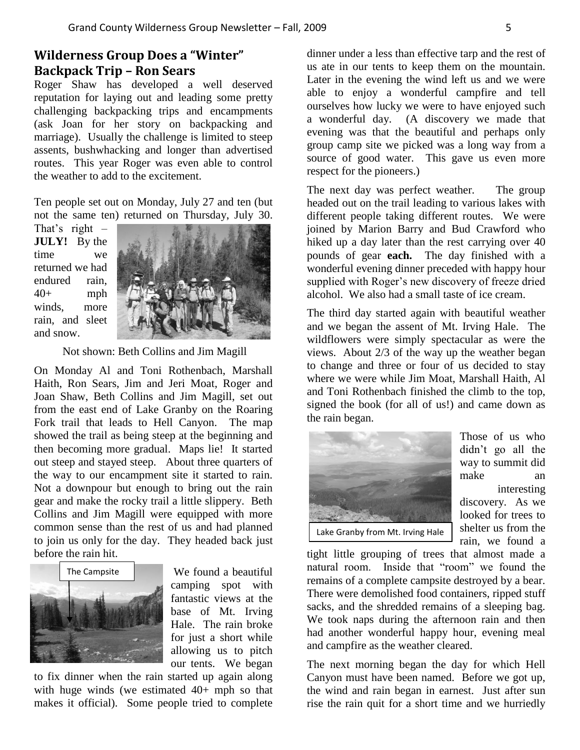## Wilderness Group Does a "Winter" Backpack Trip – Ron Sears

Roger Shaw has developed a well deserved reputation for laying out and leading some pretty challenging backpacking trips and encampments (ask Joan for her story on backpacking and marriage). Usually the challenge is limited to steep assents, bushwhacking and longer than advertised routes. This year Roger was even able to control the weather to add to the excitement.

Ten people set out on Monday, July 27 and ten (but not the same ten) returned on Thursday, July 30. That's right – **JULY!** By the time we returned we had endured rain, 40+ mph winds, more rain, and sleet and snow.

Not shown: Beth Collins and Jim Magill

On Monday Al and Toni Rothenbach, Marshall Haith, Ron Sears, Jim and Jeri Moat, Roger and Joan Shaw, Beth Collins and Jim Magill, set out from the east end of Lake Granby on the Roaring Fork trail that leads to Hell Canyon. The map showed the trail as being steep at the beginning and then becoming more gradual. Maps lie! It started out steep and stayed steep. About three quarters of the way to our encampment site it started to rain. Not a downpour but enough to bring out the rain gear and make the rocky trail a little slippery. Beth Collins and Jim Magill were equipped with more common sense than the rest of us and had planned to join us only for the day. They headed back just before the rain hit.

The Campsite

We found a beautiful camping spot with fantastic views at the base of Mt. Irving Hale. The rain broke for just a short while allowing us to pitch our tents. We began to fix dinner when the rain started up again along with huge winds (we estimated 40+ mph so that makes it official). Some people tried to complete dinner under a less than effective tarp and the rest of us ate in our tents to keep them on the mountain. Later in the evening the wind left us and we were able to enjoy a wonderful campfire and tell ourselves how lucky we were to have enjoyed such a wonderful day. (A discovery we made that evening was that the beautiful and perhaps only group camp site we picked was a long way from a source of good water. This gave us even more respect for the pioneers.)

The next day was perfect weather. The group headed out on the trail leading to various lakes with different people taking different routes. We were joined by Marion Barry and Bud Crawford who hiked up a day later than the rest carrying over 40 pounds of gear **each.** The day finished with a wonderful evening dinner preceded with happy hour supplied with Roger's new discovery of freeze dried alcohol. We also had a small taste of ice cream.

The third day started again with beautiful weather and we began the assent of Mt. Irving Hale. The wildflowers were simply spectacular as were the views. About 2/3 of the way up the weather began to change and three or four of us decided to stay where we were while Jim Moat, Marshall Haith, Al and Toni Rothenbach finished the climb to the top, signed the book (for all of us!) and came down as the rain began.

Lake Granby from Mt. Irving Hale

Those of us who didn't go all the way to summit did make an interesting discovery. As we looked for trees to shelter us from the rain, we found a tight little grouping of trees that almost made a natural room. Inside that "room" we found the remains of a complete campsite destroyed by a bear. There were demolished food containers, ripped stuff sacks, and the shredded remains of a sleeping bag. We took naps during the afternoon rain and then had another wonderful happy hour, evening meal and campfire as the weather cleared.

The next morning began the day for which Hell Canyon must have been named. Before we got up, the wind and rain began in earnest. Just after sun rise the rain quit for a short time and we hurriedly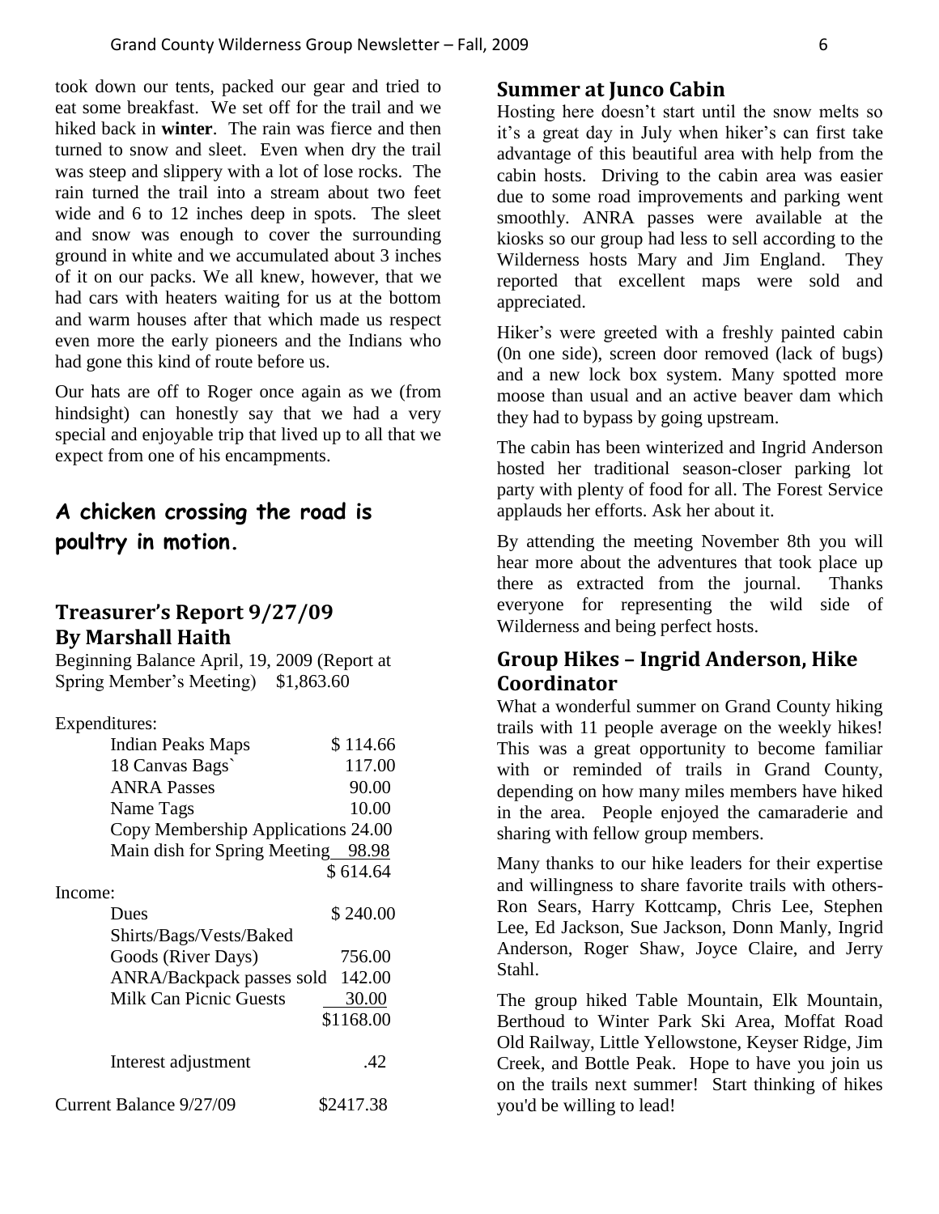took down our tents, packed our gear and tried to eat some breakfast. We set off for the trail and we hiked back in **winter**. The rain was fierce and then turned to snow and sleet. Even when dry the trail was steep and slippery with a lot of lose rocks. The rain turned the trail into a stream about two feet wide and 6 to 12 inches deep in spots. The sleet and snow was enough to cover the surrounding ground in white and we accumulated about 3 inches of it on our packs. We all knew, however, that we had cars with heaters waiting for us at the bottom and warm houses after that which made us respect even more the early pioneers and the Indians who had gone this kind of route before us.

Our hats are off to Roger once again as we (from hindsight) can honestly say that we had a very special and enjoyable trip that lived up to all that we expect from one of his encampments.

## A chicken crossing the road is poultry in motion.

## Treasurer's Report 9/27/09
## By Marshall Haith

Beginning Balance April, 19, 2009 (Report at Spring Member's Meeting) $1,863.60

Expenditures:

| | |
|---|---|
| Indian Peaks Maps | $ 114.66 |
| 18 Canvas Bags` | 117.00 |
| ANRA Passes | 90.00 |
| Name Tags | 10.00 |
| Copy Membership Applications | 24.00 |
| Main dish for Spring Meeting | 98.98 |
| | $ 614.64 |

Income:

| | |
|---|---|
| Dues | $ 240.00 |
| Shirts/Bags/Vests/Baked Goods (River Days) | 756.00 |
| ANRA/Backpack passes sold | 142.00 |
| Milk Can Picnic Guests | 30.00 |
| | $1168.00 |
| Interest adjustment | .42 |

Current Balance 9/27/09 $2417.38

## Summer at Junco Cabin

Hosting here doesn't start until the snow melts so it's a great day in July when hiker's can first take advantage of this beautiful area with help from the cabin hosts. Driving to the cabin area was easier due to some road improvements and parking went smoothly. ANRA passes were available at the kiosks so our group had less to sell according to the Wilderness hosts Mary and Jim England. They reported that excellent maps were sold and appreciated.

Hiker's were greeted with a freshly painted cabin (0n one side), screen door removed (lack of bugs) and a new lock box system. Many spotted more moose than usual and an active beaver dam which they had to bypass by going upstream.

The cabin has been winterized and Ingrid Anderson hosted her traditional season-closer parking lot party with plenty of food for all. The Forest Service applauds her efforts. Ask her about it.

By attending the meeting November 8th you will hear more about the adventures that took place up there as extracted from the journal. Thanks everyone for representing the wild side of Wilderness and being perfect hosts.

## Group Hikes – Ingrid Anderson, Hike Coordinator

What a wonderful summer on Grand County hiking trails with 11 people average on the weekly hikes! This was a great opportunity to become familiar with or reminded of trails in Grand County, depending on how many miles members have hiked in the area. People enjoyed the camaraderie and sharing with fellow group members.

Many thanks to our hike leaders for their expertise and willingness to share favorite trails with others- Ron Sears, Harry Kottcamp, Chris Lee, Stephen Lee, Ed Jackson, Sue Jackson, Donn Manly, Ingrid Anderson, Roger Shaw, Joyce Claire, and Jerry Stahl.

The group hiked Table Mountain, Elk Mountain, Berthoud to Winter Park Ski Area, Moffat Road Old Railway, Little Yellowstone, Keyser Ridge, Jim Creek, and Bottle Peak. Hope to have you join us on the trails next summer! Start thinking of hikes you'd be willing to lead!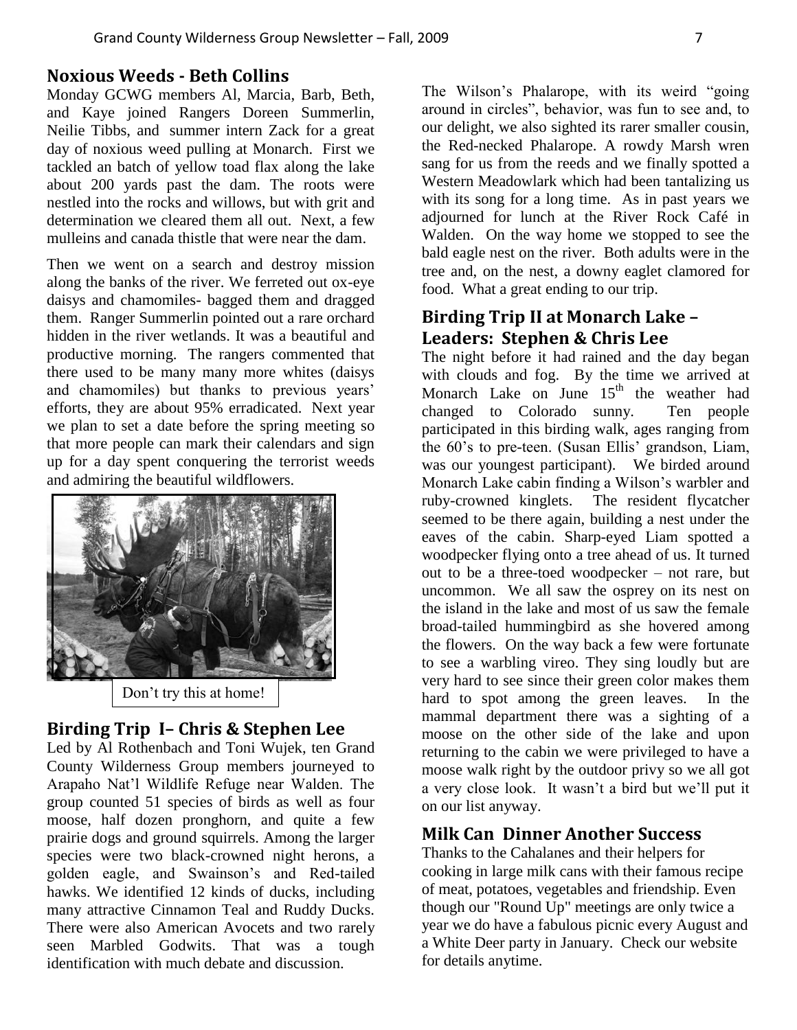## Noxious Weeds - Beth Collins

Monday GCWG members Al, Marcia, Barb, Beth, and Kaye joined Rangers Doreen Summerlin, Neilie Tibbs, and summer intern Zack for a great day of noxious weed pulling at Monarch. First we tackled an batch of yellow toad flax along the lake about 200 yards past the dam. The roots were nestled into the rocks and willows, but with grit and determination we cleared them all out. Next, a few mulleins and canada thistle that were near the dam.

Then we went on a search and destroy mission along the banks of the river. We ferreted out ox-eye daisys and chamomiles- bagged them and dragged them. Ranger Summerlin pointed out a rare orchard hidden in the river wetlands. It was a beautiful and productive morning. The rangers commented that there used to be many many more whites (daisys and chamomiles) but thanks to previous years' efforts, they are about 95% erradicated. Next year we plan to set a date before the spring meeting so that more people can mark their calendars and sign up for a day spent conquering the terrorist weeds and admiring the beautiful wildflowers.

Don't try this at home!

## Birding Trip I– Chris & Stephen Lee

Led by Al Rothenbach and Toni Wujek, ten Grand County Wilderness Group members journeyed to Arapaho Nat'l Wildlife Refuge near Walden. The group counted 51 species of birds as well as four moose, half dozen pronghorn, and quite a few prairie dogs and ground squirrels. Among the larger species were two black-crowned night herons, a golden eagle, and Swainson's and Red-tailed hawks. We identified 12 kinds of ducks, including many attractive Cinnamon Teal and Ruddy Ducks. There were also American Avocets and two rarely seen Marbled Godwits. That was a tough identification with much debate and discussion.

The Wilson's Phalarope, with its weird "going around in circles", behavior, was fun to see and, to our delight, we also sighted its rarer smaller cousin, the Red-necked Phalarope. A rowdy Marsh wren sang for us from the reeds and we finally spotted a Western Meadowlark which had been tantalizing us with its song for a long time. As in past years we adjourned for lunch at the River Rock Café in Walden. On the way home we stopped to see the bald eagle nest on the river. Both adults were in the tree and, on the nest, a downy eaglet clamored for food. What a great ending to our trip.

## Birding Trip II at Monarch Lake – Leaders: Stephen & Chris Lee

The night before it had rained and the day began with clouds and fog. By the time we arrived at Monarch Lake on June 15th the weather had changed to Colorado sunny. Ten people participated in this birding walk, ages ranging from the 60's to pre-teen. (Susan Ellis' grandson, Liam, was our youngest participant). We birded around Monarch Lake cabin finding a Wilson's warbler and ruby-crowned kinglets. The resident flycatcher seemed to be there again, building a nest under the eaves of the cabin. Sharp-eyed Liam spotted a woodpecker flying onto a tree ahead of us. It turned out to be a three-toed woodpecker – not rare, but uncommon. We all saw the osprey on its nest on the island in the lake and most of us saw the female broad-tailed hummingbird as she hovered among the flowers. On the way back a few were fortunate to see a warbling vireo. They sing loudly but are very hard to see since their green color makes them hard to spot among the green leaves. In the mammal department there was a sighting of a moose on the other side of the lake and upon returning to the cabin we were privileged to have a moose walk right by the outdoor privy so we all got a very close look. It wasn't a bird but we'll put it on our list anyway.

## Milk Can Dinner Another Success

Thanks to the Cahalanes and their helpers for cooking in large milk cans with their famous recipe of meat, potatoes, vegetables and friendship. Even though our "Round Up" meetings are only twice a year we do have a fabulous picnic every August and a White Deer party in January. Check our website for details anytime.